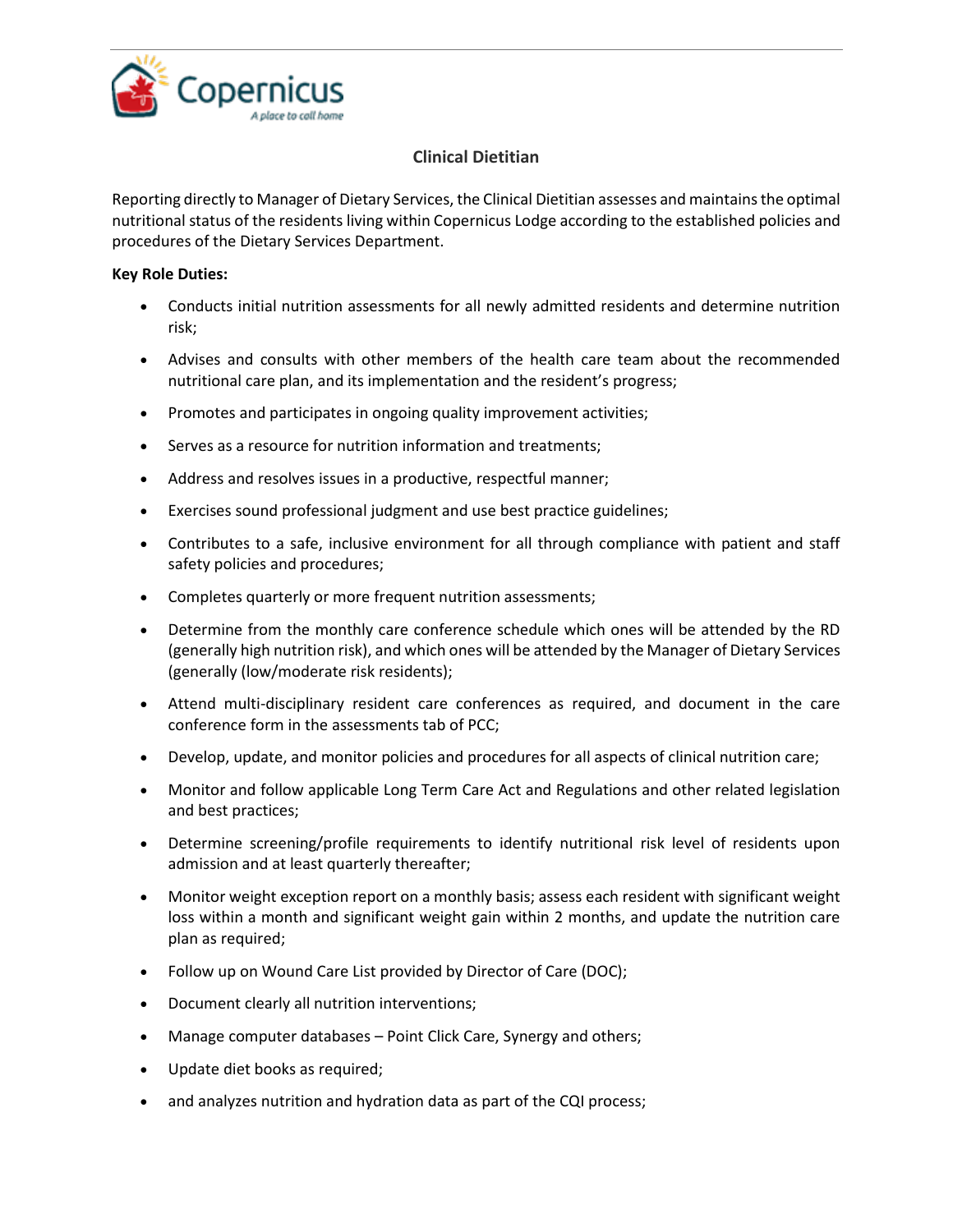# Clinical Dietitian

Reporting directly to Manager of Dietary Services, the Clinical Dietitian assesses and maintains the optimal nutritional status of the residents living within Copernicus Lodge according to the established policies and procedures of the Dietary Services Department.

**Key Role Duties:**

- Conducts initial nutrition assessments for all newly admitted residents and determine nutrition risk;
- Advises and consults with other members of the health care team about the recommended nutritional care plan, and its implementation and the resident's progress;
- Promotes and participates in ongoing quality improvement activities;
- Serves as a resource for nutrition information and treatments;
- Address and resolves issues in a productive, respectful manner;
- Exercises sound professional judgment and use best practice guidelines;
- Contributes to a safe, inclusive environment for all through compliance with patient and staff safety policies and procedures;
- Completes quarterly or more frequent nutrition assessments;
- Determine from the monthly care conference schedule which ones will be attended by the RD (generally high nutrition risk), and which ones will be attended by the Manager of Dietary Services (generally (low/moderate risk residents);
- Attend multi-disciplinary resident care conferences as required, and document in the care conference form in the assessments tab of PCC;
- Develop, update, and monitor policies and procedures for all aspects of clinical nutrition care;
- Monitor and follow applicable Long Term Care Act and Regulations and other related legislation and best practices;
- Determine screening/profile requirements to identify nutritional risk level of residents upon admission and at least quarterly thereafter;
- Monitor weight exception report on a monthly basis; assess each resident with significant weight loss within a month and significant weight gain within 2 months, and update the nutrition care plan as required;
- Follow up on Wound Care List provided by Director of Care (DOC);
- Document clearly all nutrition interventions;
- Manage computer databases – Point Click Care, Synergy and others;
- Update diet books as required;
- and analyzes nutrition and hydration data as part of the CQI process;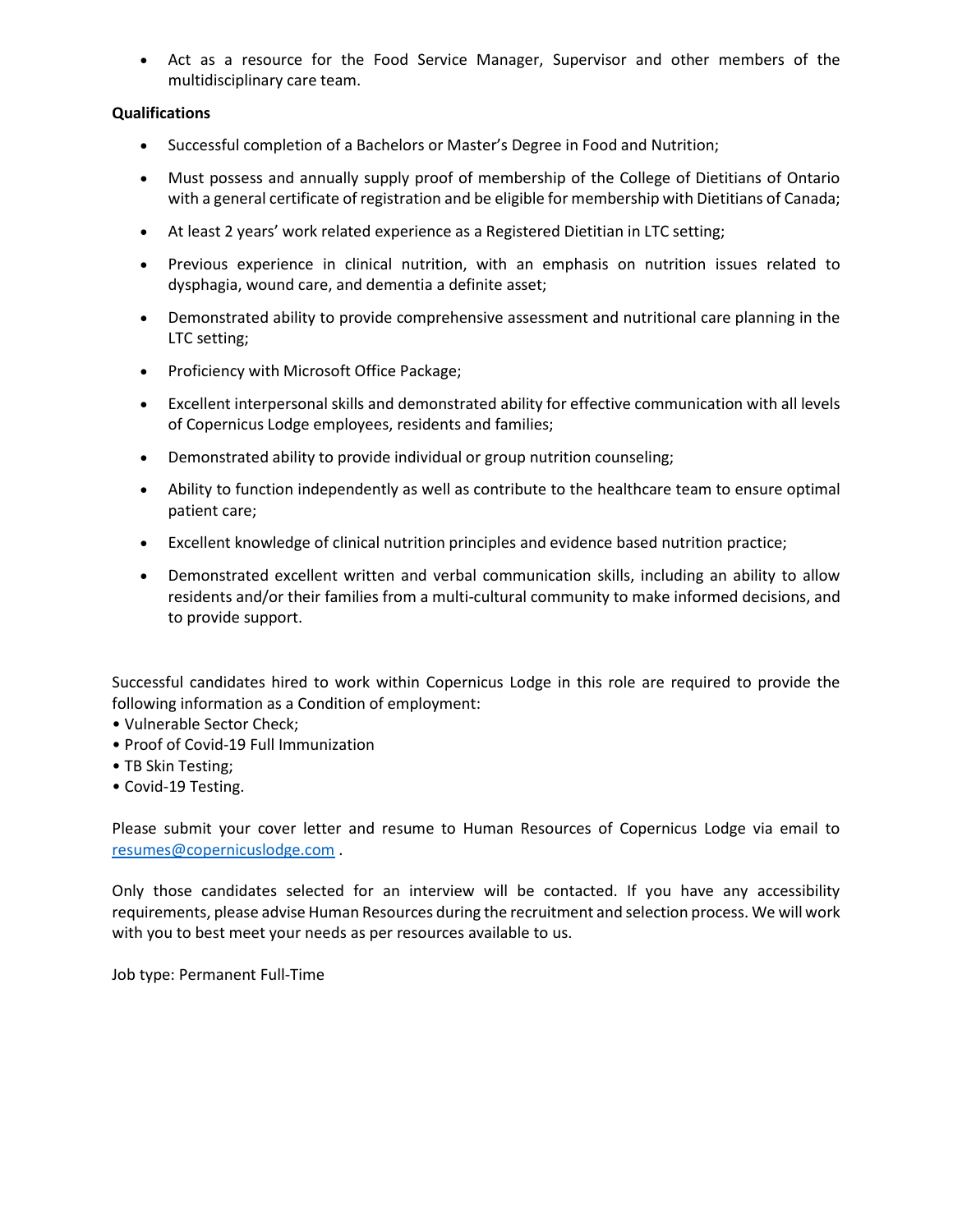- Act as a resource for the Food Service Manager, Supervisor and other members of the multidisciplinary care team.

**Qualifications**

- Successful completion of a Bachelors or Master's Degree in Food and Nutrition;
- Must possess and annually supply proof of membership of the College of Dietitians of Ontario with a general certificate of registration and be eligible for membership with Dietitians of Canada;
- At least 2 years' work related experience as a Registered Dietitian in LTC setting;
- Previous experience in clinical nutrition, with an emphasis on nutrition issues related to dysphagia, wound care, and dementia a definite asset;
- Demonstrated ability to provide comprehensive assessment and nutritional care planning in the LTC setting;
- Proficiency with Microsoft Office Package;
- Excellent interpersonal skills and demonstrated ability for effective communication with all levels of Copernicus Lodge employees, residents and families;
- Demonstrated ability to provide individual or group nutrition counseling;
- Ability to function independently as well as contribute to the healthcare team to ensure optimal patient care;
- Excellent knowledge of clinical nutrition principles and evidence based nutrition practice;
- Demonstrated excellent written and verbal communication skills, including an ability to allow residents and/or their families from a multi-cultural community to make informed decisions, and to provide support.

Successful candidates hired to work within Copernicus Lodge in this role are required to provide the following information as a Condition of employment:

- Vulnerable Sector Check;
- Proof of Covid-19 Full Immunization
- TB Skin Testing;
- Covid-19 Testing.

Please submit your cover letter and resume to Human Resources of Copernicus Lodge via email to resumes@copernicuslodge.com .

Only those candidates selected for an interview will be contacted. If you have any accessibility requirements, please advise Human Resources during the recruitment and selection process. We will work with you to best meet your needs as per resources available to us.

Job type: Permanent Full-Time